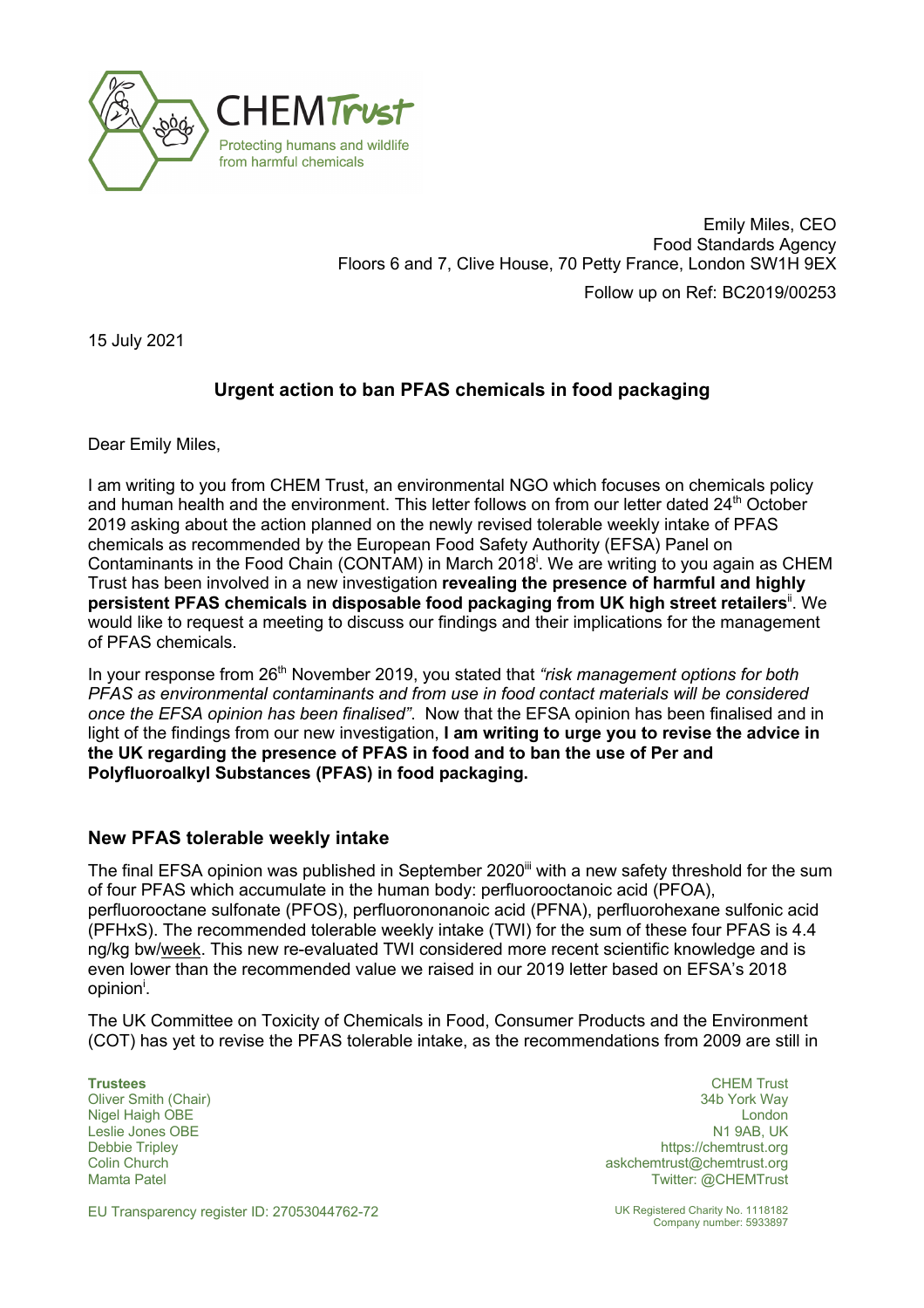CHEM Trust

Protecting humans and wildlife from harmful chemicals

Emily Miles, CEO
Food Standards Agency
Floors 6 and 7, Clive House, 70 Petty France, London SW1H 9EX

Follow up on Ref: BC2019/00253

15 July 2021

## Urgent action to ban PFAS chemicals in food packaging

Dear Emily Miles,

I am writing to you from CHEM Trust, an environmental NGO which focuses on chemicals policy and human health and the environment. This letter follows on from our letter dated 24th October 2019 asking about the action planned on the newly revised tolerable weekly intake of PFAS chemicals as recommended by the European Food Safety Authority (EFSA) Panel on Contaminants in the Food Chain (CONTAM) in March 2018[i]. We are writing to you again as CHEM Trust has been involved in a new investigation **revealing the presence of harmful and highly persistent PFAS chemicals in disposable food packaging from UK high street retailers**[ii]. We would like to request a meeting to discuss our findings and their implications for the management of PFAS chemicals.

In your response from 26th November 2019, you stated that *"risk management options for both PFAS as environmental contaminants and from use in food contact materials will be considered once the EFSA opinion has been finalised"*. Now that the EFSA opinion has been finalised and in light of the findings from our new investigation, **I am writing to urge you to revise the advice in the UK regarding the presence of PFAS in food and to ban the use of Per and Polyfluoroalkyl Substances (PFAS) in food packaging.**

### New PFAS tolerable weekly intake

The final EFSA opinion was published in September 2020[iii] with a new safety threshold for the sum of four PFAS which accumulate in the human body: perfluorooctanoic acid (PFOA), perfluorooctane sulfonate (PFOS), perfluorononanoic acid (PFNA), perfluorohexane sulfonic acid (PFHxS). The recommended tolerable weekly intake (TWI) for the sum of these four PFAS is 4.4 ng/kg bw/week. This new re-evaluated TWI considered more recent scientific knowledge and is even lower than the recommended value we raised in our 2019 letter based on EFSA's 2018 opinion[i].

The UK Committee on Toxicity of Chemicals in Food, Consumer Products and the Environment (COT) has yet to revise the PFAS tolerable intake, as the recommendations from 2009 are still in

**Trustees**
Oliver Smith (Chair)
Nigel Haigh OBE
Leslie Jones OBE
Debbie Tripley
Colin Church
Mamta Patel

CHEM Trust
34b York Way
London
N1 9AB, UK
https://chemtrust.org
askchemtrust@chemtrust.org
Twitter: @CHEMTrust

EU Transparency register ID: 27053044762-72

UK Registered Charity No. 1118182
Company number: 5933897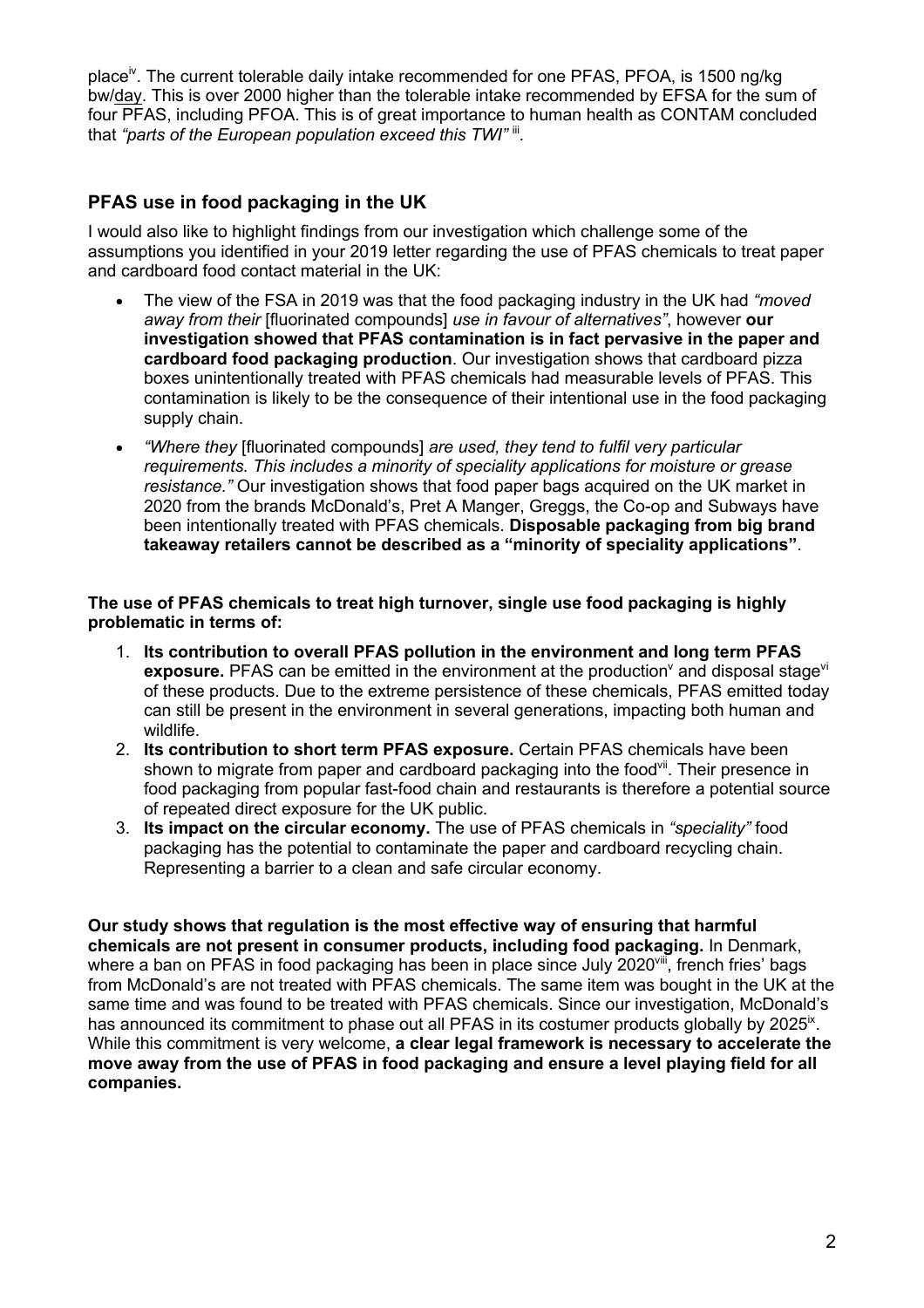place[iv]. The current tolerable daily intake recommended for one PFAS, PFOA, is 1500 ng/kg bw/day. This is over 2000 higher than the tolerable intake recommended by EFSA for the sum of four PFAS, including PFOA. This is of great importance to human health as CONTAM concluded that *"parts of the European population exceed this TWI"* [iii].

## PFAS use in food packaging in the UK

I would also like to highlight findings from our investigation which challenge some of the assumptions you identified in your 2019 letter regarding the use of PFAS chemicals to treat paper and cardboard food contact material in the UK:

- The view of the FSA in 2019 was that the food packaging industry in the UK had *"moved away from their* [fluorinated compounds] *use in favour of alternatives"*, however **our investigation showed that PFAS contamination is in fact pervasive in the paper and cardboard food packaging production**. Our investigation shows that cardboard pizza boxes unintentionally treated with PFAS chemicals had measurable levels of PFAS. This contamination is likely to be the consequence of their intentional use in the food packaging supply chain.
- *"Where they* [fluorinated compounds] *are used, they tend to fulfil very particular requirements. This includes a minority of speciality applications for moisture or grease resistance."* Our investigation shows that food paper bags acquired on the UK market in 2020 from the brands McDonald's, Pret A Manger, Greggs, the Co-op and Subways have been intentionally treated with PFAS chemicals. **Disposable packaging from big brand takeaway retailers cannot be described as a "minority of speciality applications"**.

**The use of PFAS chemicals to treat high turnover, single use food packaging is highly problematic in terms of:**

1. **Its contribution to overall PFAS pollution in the environment and long term PFAS exposure.** PFAS can be emitted in the environment at the production[v] and disposal stage[vi] of these products. Due to the extreme persistence of these chemicals, PFAS emitted today can still be present in the environment in several generations, impacting both human and wildlife.
2. **Its contribution to short term PFAS exposure.** Certain PFAS chemicals have been shown to migrate from paper and cardboard packaging into the food[vii]. Their presence in food packaging from popular fast-food chain and restaurants is therefore a potential source of repeated direct exposure for the UK public.
3. **Its impact on the circular economy.** The use of PFAS chemicals in *"speciality"* food packaging has the potential to contaminate the paper and cardboard recycling chain. Representing a barrier to a clean and safe circular economy.

**Our study shows that regulation is the most effective way of ensuring that harmful chemicals are not present in consumer products, including food packaging.** In Denmark, where a ban on PFAS in food packaging has been in place since July 2020[viii], french fries' bags from McDonald's are not treated with PFAS chemicals. The same item was bought in the UK at the same time and was found to be treated with PFAS chemicals. Since our investigation, McDonald's has announced its commitment to phase out all PFAS in its costumer products globally by 2025[ix]. While this commitment is very welcome, **a clear legal framework is necessary to accelerate the move away from the use of PFAS in food packaging and ensure a level playing field for all companies.**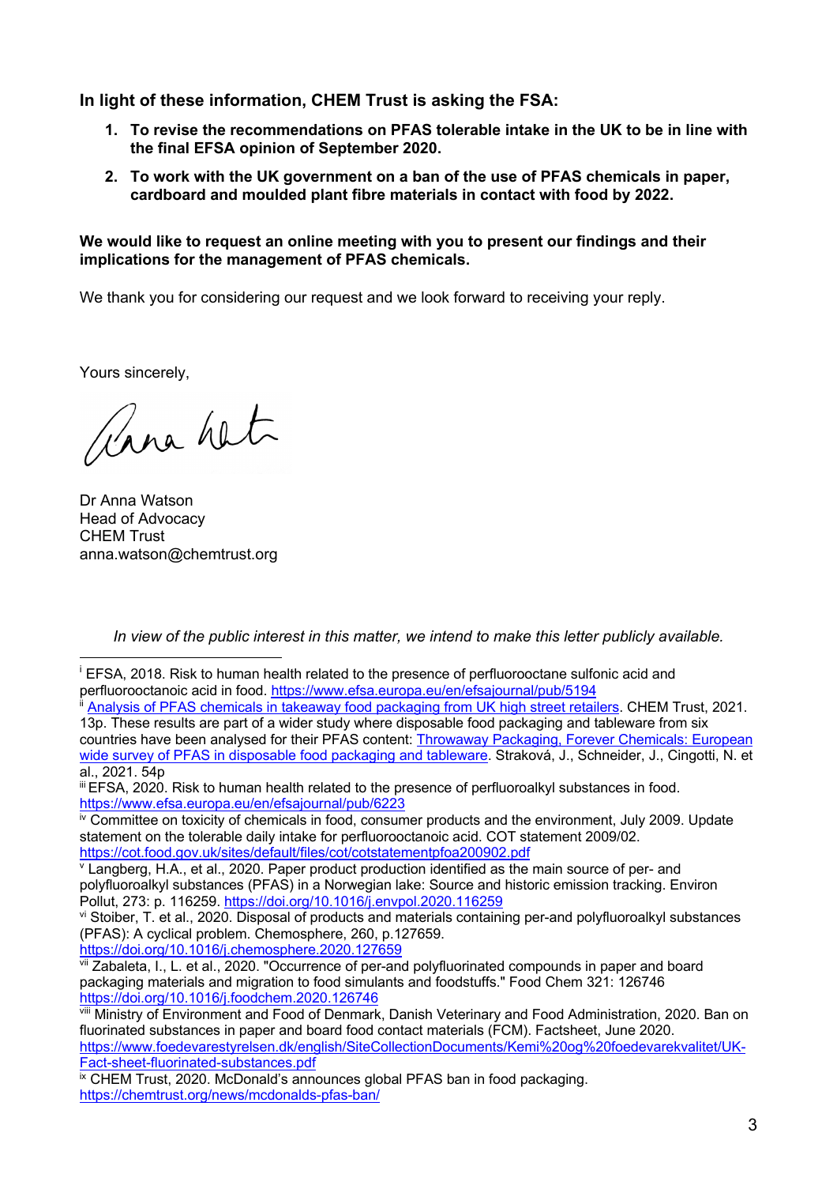**In light of these information, CHEM Trust is asking the FSA:**

1. **To revise the recommendations on PFAS tolerable intake in the UK to be in line with the final EFSA opinion of September 2020.**
2. **To work with the UK government on a ban of the use of PFAS chemicals in paper, cardboard and moulded plant fibre materials in contact with food by 2022.**

**We would like to request an online meeting with you to present our findings and their implications for the management of PFAS chemicals.**

We thank you for considering our request and we look forward to receiving your reply.

Yours sincerely,

Dr Anna Watson
Head of Advocacy
CHEM Trust
anna.watson@chemtrust.org

*In view of the public interest in this matter, we intend to make this letter publicly available.*

---

[i] EFSA, 2018. Risk to human health related to the presence of perfluorooctane sulfonic acid and perfluorooctanoic acid in food. https://www.efsa.europa.eu/en/efsajournal/pub/5194

[ii] Analysis of PFAS chemicals in takeaway food packaging from UK high street retailers. CHEM Trust, 2021. 13p. These results are part of a wider study where disposable food packaging and tableware from six countries have been analysed for their PFAS content: Throwaway Packaging, Forever Chemicals: European wide survey of PFAS in disposable food packaging and tableware. Straková, J., Schneider, J., Cingotti, N. et al., 2021. 54p

[iii] EFSA, 2020. Risk to human health related to the presence of perfluoroalkyl substances in food. https://www.efsa.europa.eu/en/efsajournal/pub/6223

[iv] Committee on toxicity of chemicals in food, consumer products and the environment, July 2009. Update statement on the tolerable daily intake for perfluorooctanoic acid. COT statement 2009/02. https://cot.food.gov.uk/sites/default/files/cot/cotstatementpfoa200902.pdf

[v] Langberg, H.A., et al., 2020. Paper product production identified as the main source of per- and polyfluoroalkyl substances (PFAS) in a Norwegian lake: Source and historic emission tracking. Environ Pollut, 273: p. 116259. https://doi.org/10.1016/j.envpol.2020.116259

[vi] Stoiber, T. et al., 2020. Disposal of products and materials containing per-and polyfluoroalkyl substances (PFAS): A cyclical problem. Chemosphere, 260, p.127659. https://doi.org/10.1016/j.chemosphere.2020.127659

[vii] Zabaleta, I., L. et al., 2020. "Occurrence of per-and polyfluorinated compounds in paper and board packaging materials and migration to food simulants and foodstuffs." Food Chem 321: 126746 https://doi.org/10.1016/j.foodchem.2020.126746

[viii] Ministry of Environment and Food of Denmark, Danish Veterinary and Food Administration, 2020. Ban on fluorinated substances in paper and board food contact materials (FCM). Factsheet, June 2020. https://www.foedevarestyrelsen.dk/english/SiteCollectionDocuments/Kemi%20og%20foedevarekvalitet/UK-Fact-sheet-fluorinated-substances.pdf

[ix] CHEM Trust, 2020. McDonald's announces global PFAS ban in food packaging. https://chemtrust.org/news/mcdonalds-pfas-ban/